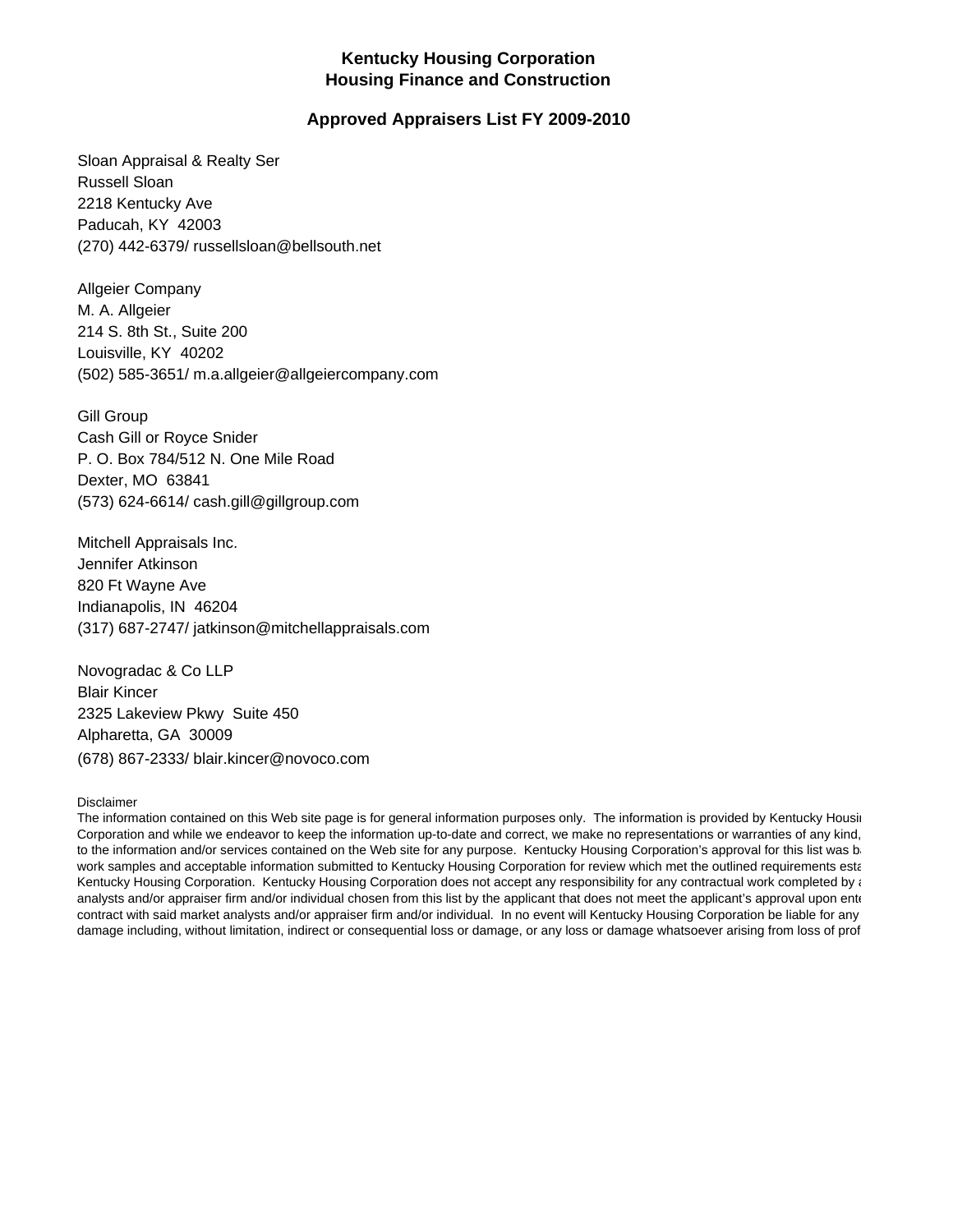# Kentucky Housing Corporation
## Housing Finance and Construction

### Approved Appraisers List FY 2009-2010

Sloan Appraisal & Realty Ser
Russell Sloan
2218 Kentucky Ave
Paducah, KY 42003
(270) 442-6379/ russellsloan@bellsouth.net

Allgeier Company
M. A. Allgeier
214 S. 8th St., Suite 200
Louisville, KY 40202
(502) 585-3651/ m.a.allgeier@allgeiercompany.com

Gill Group
Cash Gill or Royce Snider
P. O. Box 784/512 N. One Mile Road
Dexter, MO 63841
(573) 624-6614/ cash.gill@gillgroup.com

Mitchell Appraisals Inc.
Jennifer Atkinson
820 Ft Wayne Ave
Indianapolis, IN 46204
(317) 687-2747/ jatkinson@mitchellappraisals.com

Novogradac & Co LLP
Blair Kincer
2325 Lakeview Pkwy Suite 450
Alpharetta, GA 30009
(678) 867-2333/ blair.kincer@novoco.com

Disclaimer
The information contained on this Web site page is for general information purposes only. The information is provided by Kentucky Housi
Corporation and while we endeavor to keep the information up-to-date and correct, we make no representations or warranties of any kind,
to the information and/or services contained on the Web site for any purpose. Kentucky Housing Corporation's approval for this list was b
work samples and acceptable information submitted to Kentucky Housing Corporation for review which met the outlined requirements esta
Kentucky Housing Corporation. Kentucky Housing Corporation does not accept any responsibility for any contractual work completed by a
analysts and/or appraiser firm and/or individual chosen from this list by the applicant that does not meet the applicant's approval upon ente
contract with said market analysts and/or appraiser firm and/or individual. In no event will Kentucky Housing Corporation be liable for any
damage including, without limitation, indirect or consequential loss or damage, or any loss or damage whatsoever arising from loss of prof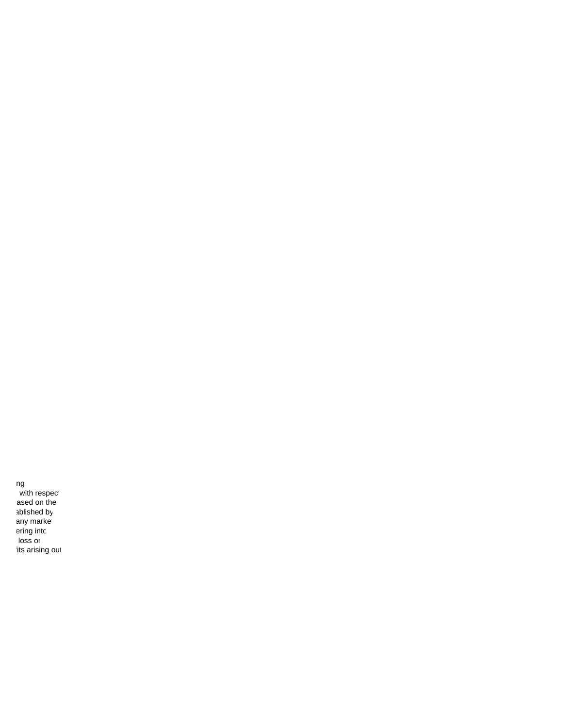ng
with respect
ased on the
ablished by
any market
ering into
loss or
its arising out